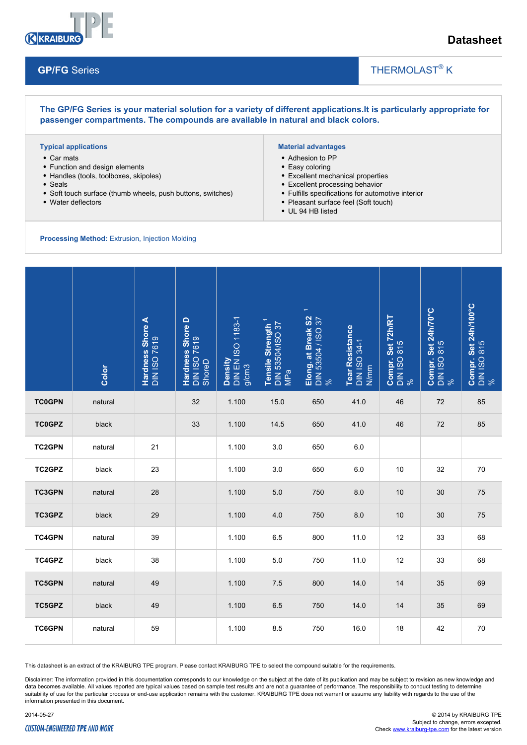Datasheet

## GP/FG Series

THERMOLAST® K

**The GP/FG Series is your material solution for a variety of different applications.It is particularly appropriate for passenger compartments. The compounds are available in natural and black colors.**

### Typical applications

- Car mats
- Function and design elements
- Handles (tools, toolboxes, skipoles)
- Seals
- Soft touch surface (thumb wheels, push buttons, switches)
- Water deflectors

### Material advantages

- Adhesion to PP
- Easy coloring
- Excellent mechanical properties
- Excellent processing behavior
- Fulfills specifications for automotive interior
- Pleasant surface feel (Soft touch)
- UL 94 HB listed

**Processing Method:** Extrusion, Injection Molding

| | Color | Hardness Shore A DIN ISO 7619 | Hardness Shore D DIN ISO 7619 ShoreD | Density DIN EN ISO 1183-1 g/cm3 | Tensile Strength [1] DIN 53504/ISO 37 MPa | Elong. at Break S2 [1] DIN 53504 / ISO 37 % | Tear Resistance DIN ISO 34-1 N/mm | Compr. Set 72h/RT DIN ISO 815 % | Compr. Set 24h/70°C DIN ISO 815 % | Compr. Set 24h/100°C DIN ISO 815 % |
|---|---|---|---|---|---|---|---|---|---|---|
| **TC0GPN** | natural | | 32 | 1.100 | 15.0 | 650 | 41.0 | 46 | 72 | 85 |
| **TC0GPZ** | black | | 33 | 1.100 | 14.5 | 650 | 41.0 | 46 | 72 | 85 |
| **TC2GPN** | natural | 21 | | 1.100 | 3.0 | 650 | 6.0 | | | |
| **TC2GPZ** | black | 23 | | 1.100 | 3.0 | 650 | 6.0 | 10 | 32 | 70 |
| **TC3GPN** | natural | 28 | | 1.100 | 5.0 | 750 | 8.0 | 10 | 30 | 75 |
| **TC3GPZ** | black | 29 | | 1.100 | 4.0 | 750 | 8.0 | 10 | 30 | 75 |
| **TC4GPN** | natural | 39 | | 1.100 | 6.5 | 800 | 11.0 | 12 | 33 | 68 |
| **TC4GPZ** | black | 38 | | 1.100 | 5.0 | 750 | 11.0 | 12 | 33 | 68 |
| **TC5GPN** | natural | 49 | | 1.100 | 7.5 | 800 | 14.0 | 14 | 35 | 69 |
| **TC5GPZ** | black | 49 | | 1.100 | 6.5 | 750 | 14.0 | 14 | 35 | 69 |
| **TC6GPN** | natural | 59 | | 1.100 | 8.5 | 750 | 16.0 | 18 | 42 | 70 |

This datasheet is an extract of the KRAIBURG TPE program. Please contact KRAIBURG TPE to select the compound suitable for the requirements.

Disclaimer: The information provided in this documentation corresponds to our knowledge on the subject at the date of its publication and may be subject to revision as new knowledge and data becomes available. All values reported are typical values based on sample test results and are not a guarantee of performance. The responsibility to conduct testing to determine suitability of use for the particular process or end-use application remains with the customer. KRAIBURG TPE does not warrant or assume any liability with regards to the use of the information presented in this document.

2014-05-27

© 2014 by KRAIBURG TPE
Subject to change, errors excepted.
Check www.kraiburg-tpe.com for the latest version

CUSTOM-ENGINEERED TPE AND MORE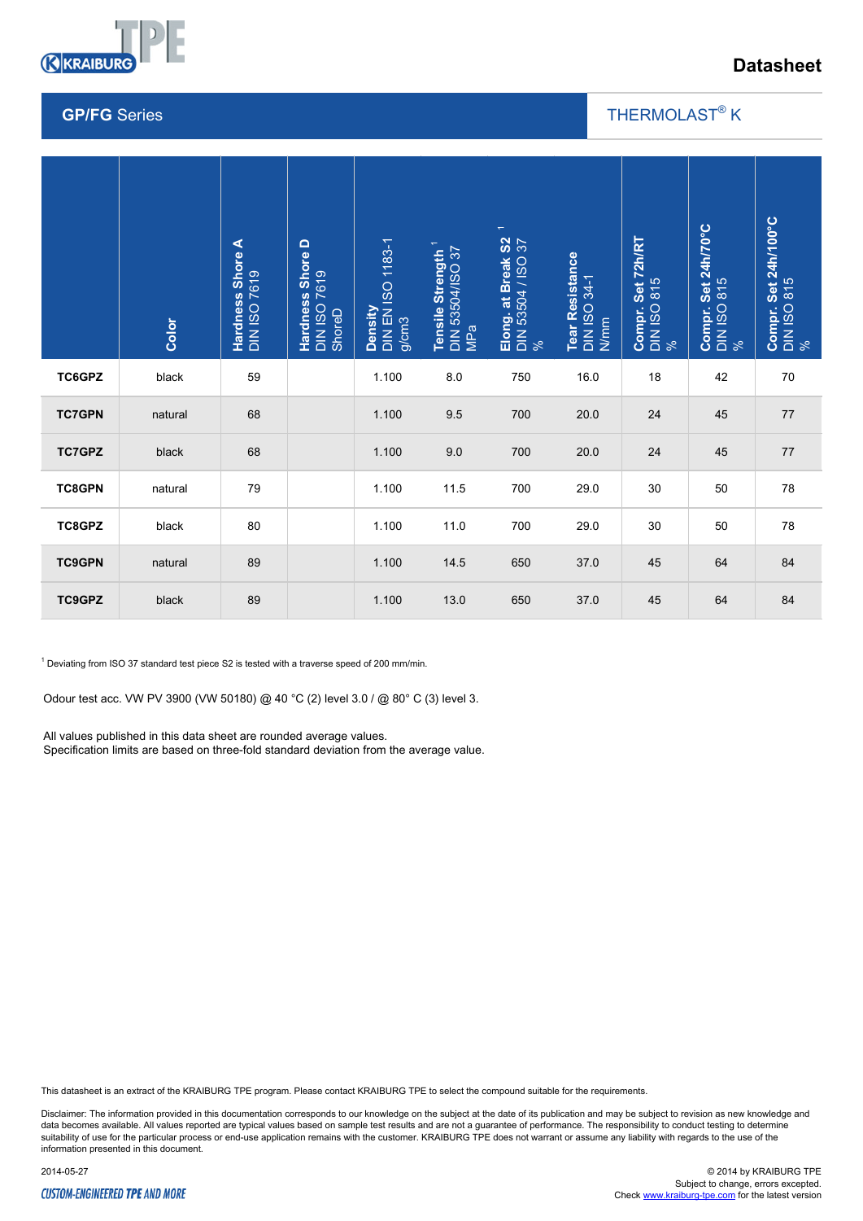# Datasheet

## GP/FG Series

THERMOLAST® K

| | Color | Hardness Shore A DIN ISO 7619 | Hardness Shore D DIN ISO 7619 ShoreD | Density DIN EN ISO 1183-1 g/cm3 | Tensile Strength [1] DIN 53504/ISO 37 MPa | Elong. at Break S2 [1] DIN 53504 / ISO 37 % | Tear Resistance DIN ISO 34-1 N/mm | Compr. Set 72h/RT DIN ISO 815 % | Compr. Set 24h/70°C DIN ISO 815 % | Compr. Set 24h/100°C DIN ISO 815 % |
|---|---|---|---|---|---|---|---|---|---|---|
| **TC6GPZ** | black | 59 | | 1.100 | 8.0 | 750 | 16.0 | 18 | 42 | 70 |
| **TC7GPN** | natural | 68 | | 1.100 | 9.5 | 700 | 20.0 | 24 | 45 | 77 |
| **TC7GPZ** | black | 68 | | 1.100 | 9.0 | 700 | 20.0 | 24 | 45 | 77 |
| **TC8GPN** | natural | 79 | | 1.100 | 11.5 | 700 | 29.0 | 30 | 50 | 78 |
| **TC8GPZ** | black | 80 | | 1.100 | 11.0 | 700 | 29.0 | 30 | 50 | 78 |
| **TC9GPN** | natural | 89 | | 1.100 | 14.5 | 650 | 37.0 | 45 | 64 | 84 |
| **TC9GPZ** | black | 89 | | 1.100 | 13.0 | 650 | 37.0 | 45 | 64 | 84 |

[1] Deviating from ISO 37 standard test piece S2 is tested with a traverse speed of 200 mm/min.

Odour test acc. VW PV 3900 (VW 50180) @ 40 °C (2) level 3.0 / @ 80° C (3) level 3.

All values published in this data sheet are rounded average values.
Specification limits are based on three-fold standard deviation from the average value.

This datasheet is an extract of the KRAIBURG TPE program. Please contact KRAIBURG TPE to select the compound suitable for the requirements.

Disclaimer: The information provided in this documentation corresponds to our knowledge on the subject at the date of its publication and may be subject to revision as new knowledge and data becomes available. All values reported are typical values based on sample test results and are not a guarantee of performance. The responsibility to conduct testing to determine suitability of use for the particular process or end-use application remains with the customer. KRAIBURG TPE does not warrant or assume any liability with regards to the use of the information presented in this document.

2014-05-27

© 2014 by KRAIBURG TPE
Subject to change, errors excepted.
Check www.kraiburg-tpe.com for the latest version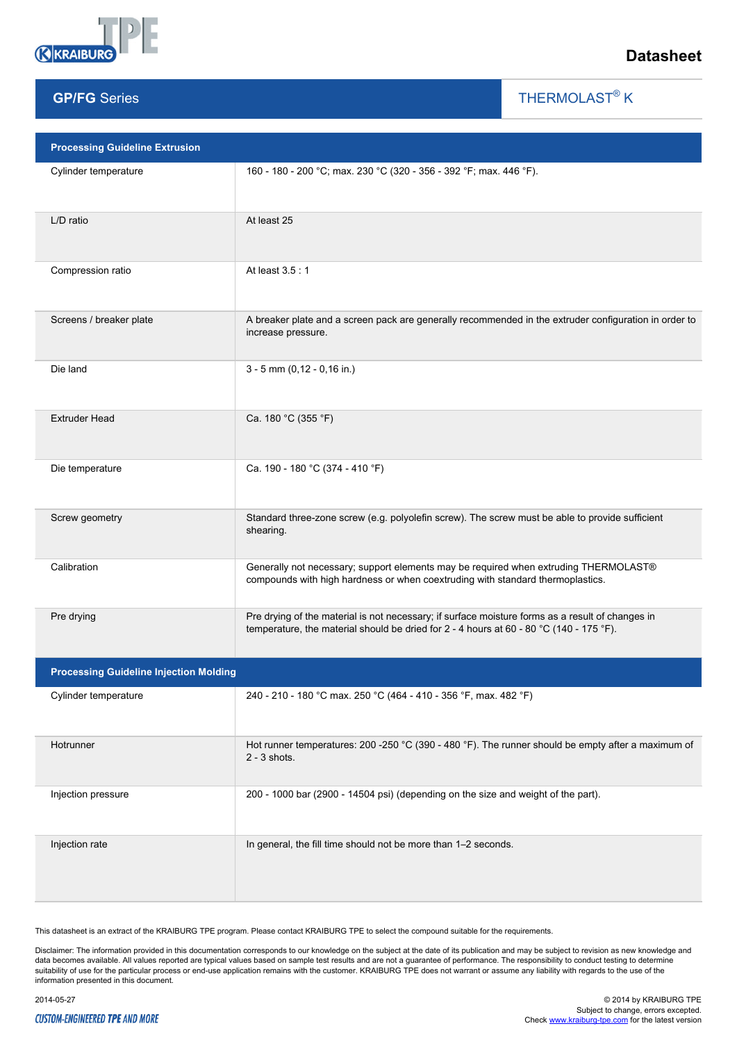Datasheet

## GP/FG Series

THERMOLAST® K

| Processing Guideline Extrusion | |
|---|---|
| Cylinder temperature | 160 - 180 - 200 °C; max. 230 °C (320 - 356 - 392 °F; max. 446 °F). |
| L/D ratio | At least 25 |
| Compression ratio | At least 3.5 : 1 |
| Screens / breaker plate | A breaker plate and a screen pack are generally recommended in the extruder configuration in order to increase pressure. |
| Die land | 3 - 5 mm (0,12 - 0,16 in.) |
| Extruder Head | Ca. 180 °C (355 °F) |
| Die temperature | Ca. 190 - 180 °C (374 - 410 °F) |
| Screw geometry | Standard three-zone screw (e.g. polyolefin screw). The screw must be able to provide sufficient shearing. |
| Calibration | Generally not necessary; support elements may be required when extruding THERMOLAST® compounds with high hardness or when coextruding with standard thermoplastics. |
| Pre drying | Pre drying of the material is not necessary; if surface moisture forms as a result of changes in temperature, the material should be dried for 2 - 4 hours at 60 - 80 °C (140 - 175 °F). |

| Processing Guideline Injection Molding | |
|---|---|
| Cylinder temperature | 240 - 210 - 180 °C max. 250 °C (464 - 410 - 356 °F, max. 482 °F) |
| Hotrunner | Hot runner temperatures: 200 -250 °C (390 - 480 °F). The runner should be empty after a maximum of 2 - 3 shots. |
| Injection pressure | 200 - 1000 bar (2900 - 14504 psi) (depending on the size and weight of the part). |
| Injection rate | In general, the fill time should not be more than 1–2 seconds. |

This datasheet is an extract of the KRAIBURG TPE program. Please contact KRAIBURG TPE to select the compound suitable for the requirements.

Disclaimer: The information provided in this documentation corresponds to our knowledge on the subject at the date of its publication and may be subject to revision as new knowledge and data becomes available. All values reported are typical values based on sample test results and are not a guarantee of performance. The responsibility to conduct testing to determine suitability of use for the particular process or end-use application remains with the customer. KRAIBURG TPE does not warrant or assume any liability with regards to the use of the information presented in this document.

2014-05-27

© 2014 by KRAIBURG TPE
Subject to change, errors excepted.
Check www.kraiburg-tpe.com for the latest version

CUSTOM-ENGINEERED TPE AND MORE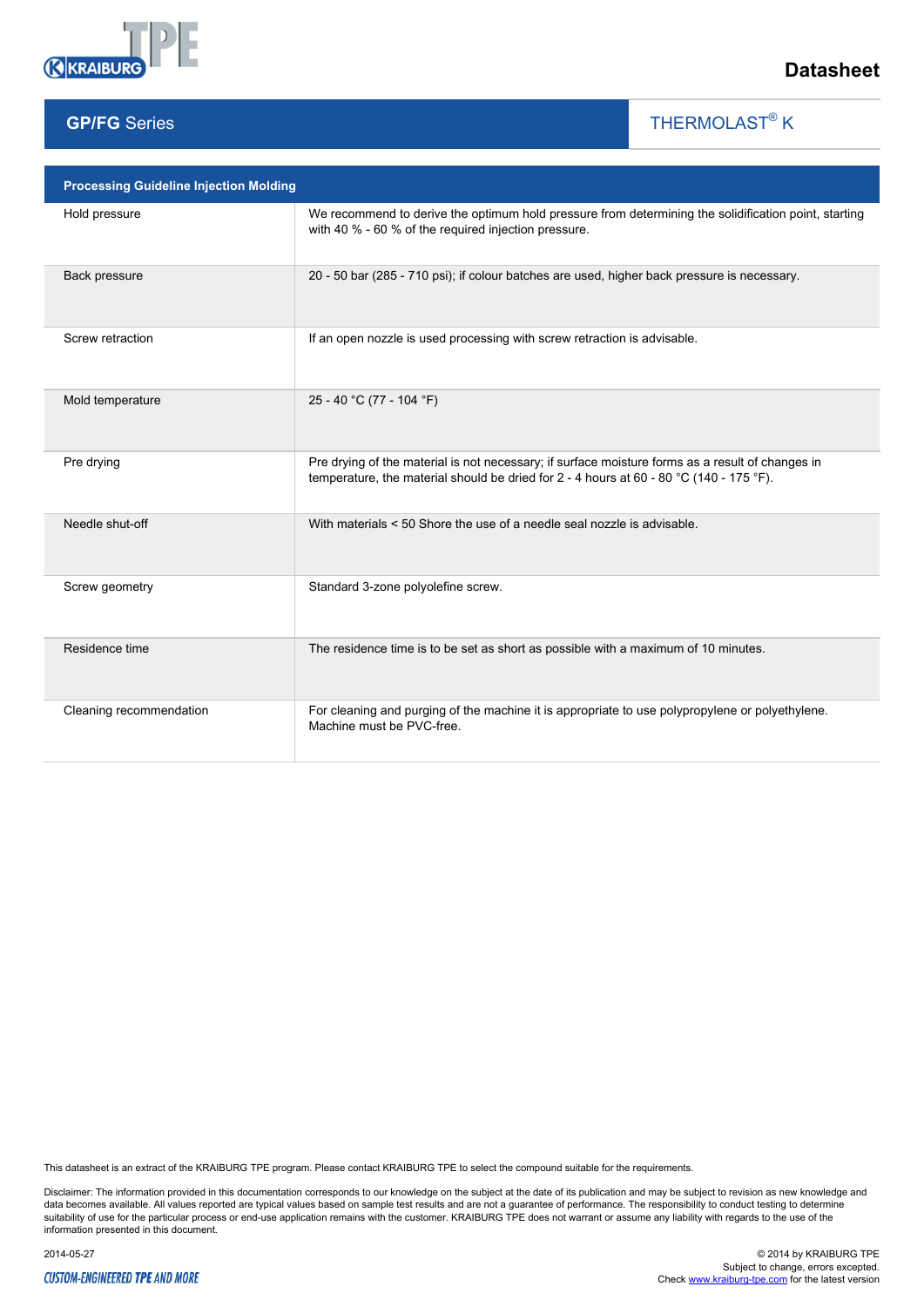## GP/FG Series

THERMOLAST® K

| Processing Guideline Injection Molding | |
|---|---|
| Hold pressure | We recommend to derive the optimum hold pressure from determining the solidification point, starting with 40 % - 60 % of the required injection pressure. |
| Back pressure | 20 - 50 bar (285 - 710 psi); if colour batches are used, higher back pressure is necessary. |
| Screw retraction | If an open nozzle is used processing with screw retraction is advisable. |
| Mold temperature | 25 - 40 °C (77 - 104 °F) |
| Pre drying | Pre drying of the material is not necessary; if surface moisture forms as a result of changes in temperature, the material should be dried for 2 - 4 hours at 60 - 80 °C (140 - 175 °F). |
| Needle shut-off | With materials < 50 Shore the use of a needle seal nozzle is advisable. |
| Screw geometry | Standard 3-zone polyolefine screw. |
| Residence time | The residence time is to be set as short as possible with a maximum of 10 minutes. |
| Cleaning recommendation | For cleaning and purging of the machine it is appropriate to use polypropylene or polyethylene. Machine must be PVC-free. |

This datasheet is an extract of the KRAIBURG TPE program. Please contact KRAIBURG TPE to select the compound suitable for the requirements.

Disclaimer: The information provided in this documentation corresponds to our knowledge on the subject at the date of its publication and may be subject to revision as new knowledge and data becomes available. All values reported are typical values based on sample test results and are not a guarantee of performance. The responsibility to conduct testing to determine suitability of use for the particular process or end-use application remains with the customer. KRAIBURG TPE does not warrant or assume any liability with regards to the use of the information presented in this document.

2014-05-27

© 2014 by KRAIBURG TPE
Subject to change, errors excepted.
Check www.kraiburg-tpe.com for the latest version